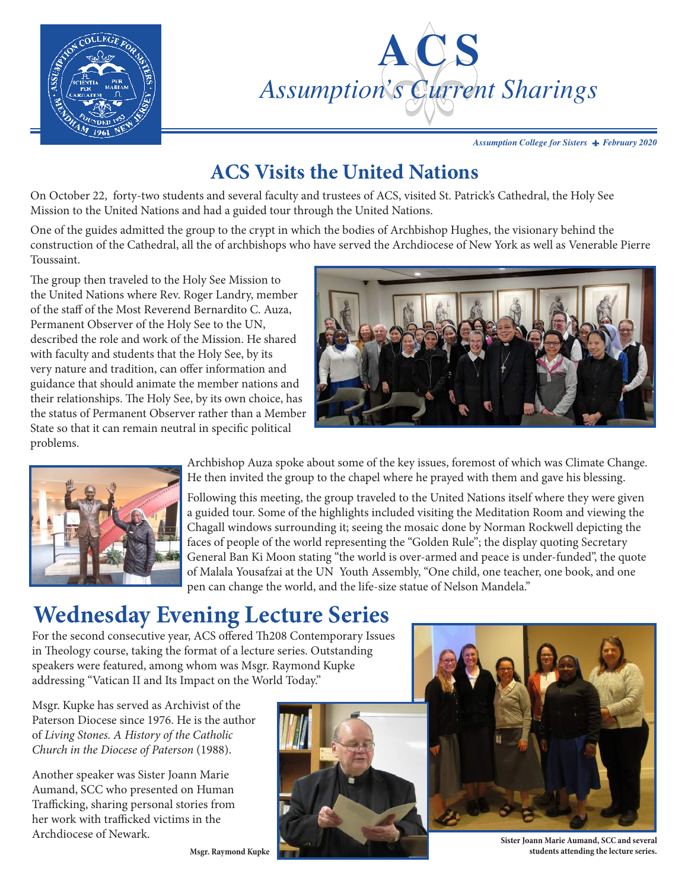# ACS
## *Assumption's Current Sharings*

*Assumption College for Sisters ✦ February 2020*

## ACS Visits the United Nations

On October 22, forty-two students and several faculty and trustees of ACS, visited St. Patrick's Cathedral, the Holy See Mission to the United Nations and had a guided tour through the United Nations.

One of the guides admitted the group to the crypt in which the bodies of Archbishop Hughes, the visionary behind the construction of the Cathedral, all the of archbishops who have served the Archdiocese of New York as well as Venerable Pierre Toussaint.

The group then traveled to the Holy See Mission to the United Nations where Rev. Roger Landry, member of the staff of the Most Reverend Bernardito C. Auza, Permanent Observer of the Holy See to the UN, described the role and work of the Mission. He shared with faculty and students that the Holy See, by its very nature and tradition, can offer information and guidance that should animate the member nations and their relationships. The Holy See, by its own choice, has the status of Permanent Observer rather than a Member State so that it can remain neutral in specific political problems.

Archbishop Auza spoke about some of the key issues, foremost of which was Climate Change. He then invited the group to the chapel where he prayed with them and gave his blessing.

Following this meeting, the group traveled to the United Nations itself where they were given a guided tour. Some of the highlights included visiting the Meditation Room and viewing the Chagall windows surrounding it; seeing the mosaic done by Norman Rockwell depicting the faces of people of the world representing the "Golden Rule"; the display quoting Secretary General Ban Ki Moon stating "the world is over-armed and peace is under-funded", the quote of Malala Yousafzai at the UN Youth Assembly, "One child, one teacher, one book, and one pen can change the world, and the life-size statue of Nelson Mandela."

# Wednesday Evening Lecture Series

For the second consecutive year, ACS offered Th208 Contemporary Issues in Theology course, taking the format of a lecture series. Outstanding speakers were featured, among whom was Msgr. Raymond Kupke addressing "Vatican II and Its Impact on the World Today."

Msgr. Kupke has served as Archivist of the Paterson Diocese since 1976. He is the author of *Living Stones. A History of the Catholic Church in the Diocese of Paterson* (1988).

Another speaker was Sister Joann Marie Aumand, SCC who presented on Human Trafficking, sharing personal stories from her work with trafficked victims in the Archdiocese of Newark.

**Msgr. Raymond Kupke**

**Sister Joann Marie Aumand, SCC and several students attending the lecture series.**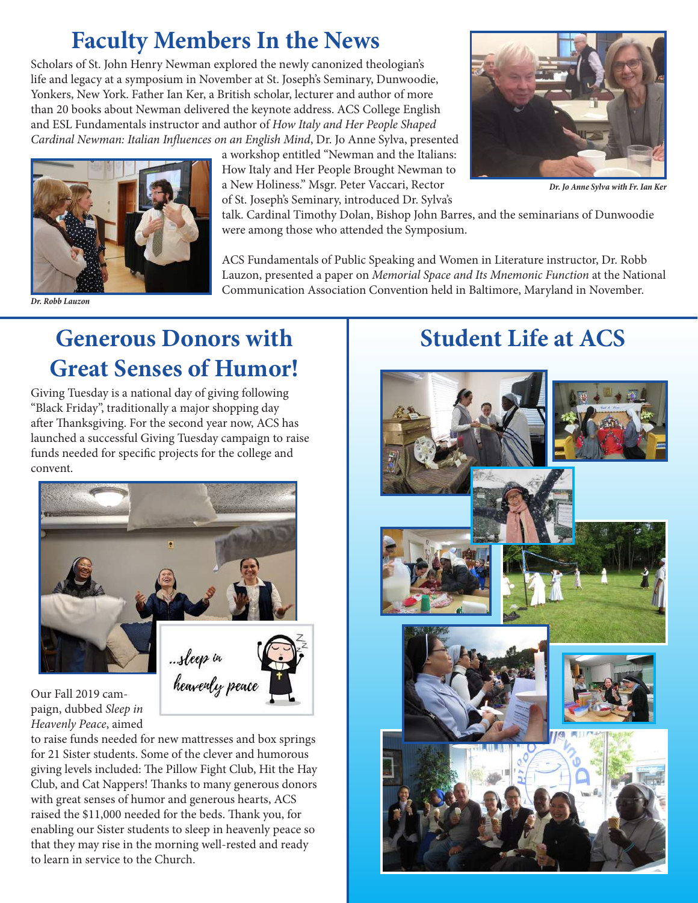# Faculty Members In the News

Scholars of St. John Henry Newman explored the newly canonized theologian's life and legacy at a symposium in November at St. Joseph's Seminary, Dunwoodie, Yonkers, New York. Father Ian Ker, a British scholar, lecturer and author of more than 20 books about Newman delivered the keynote address. ACS College English and ESL Fundamentals instructor and author of *How Italy and Her People Shaped Cardinal Newman: Italian Influences on an English Mind*, Dr. Jo Anne Sylva, presented a workshop entitled "Newman and the Italians: How Italy and Her People Brought Newman to a New Holiness." Msgr. Peter Vaccari, Rector of St. Joseph's Seminary, introduced Dr. Sylva's talk. Cardinal Timothy Dolan, Bishop John Barres, and the seminarians of Dunwoodie were among those who attended the Symposium.

*Dr. Jo Anne Sylva with Fr. Ian Ker*

ACS Fundamentals of Public Speaking and Women in Literature instructor, Dr. Robb Lauzon, presented a paper on *Memorial Space and Its Mnemonic Function* at the National Communication Association Convention held in Baltimore, Maryland in November.

*Dr. Robb Lauzon*

# Generous Donors with Great Senses of Humor!

Giving Tuesday is a national day of giving following "Black Friday", traditionally a major shopping day after Thanksgiving. For the second year now, ACS has launched a successful Giving Tuesday campaign to raise funds needed for specific projects for the college and convent.

...sleep in heavenly peace

Our Fall 2019 campaign, dubbed *Sleep in Heavenly Peace*, aimed to raise funds needed for new mattresses and box springs for 21 Sister students. Some of the clever and humorous giving levels included: The Pillow Fight Club, Hit the Hay Club, and Cat Nappers! Thanks to many generous donors with great senses of humor and generous hearts, ACS raised the $11,000 needed for the beds. Thank you, for enabling our Sister students to sleep in heavenly peace so that they may rise in the morning well-rested and ready to learn in service to the Church.

# Student Life at ACS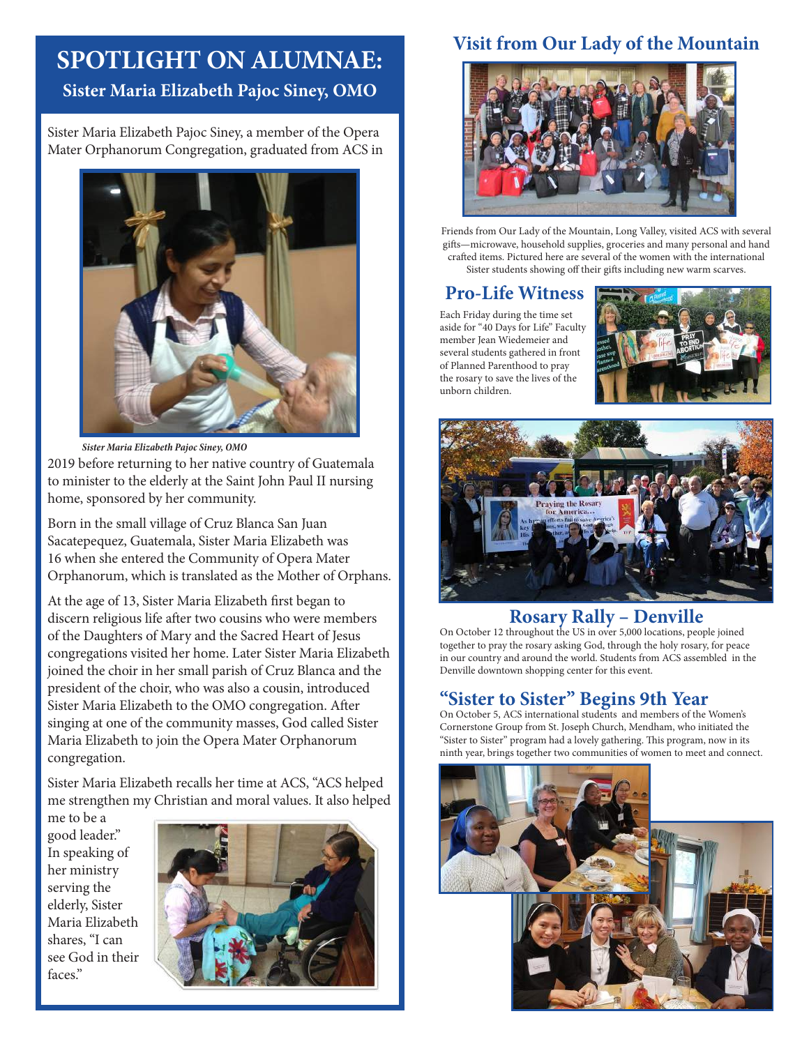# SPOTLIGHT ON ALUMNAE:

## Sister Maria Elizabeth Pajoc Siney, OMO

Sister Maria Elizabeth Pajoc Siney, a member of the Opera Mater Orphanorum Congregation, graduated from ACS in 2019 before returning to her native country of Guatemala to minister to the elderly at the Saint John Paul II nursing home, sponsored by her community.

*Sister Maria Elizabeth Pajoc Siney, OMO*

Born in the small village of Cruz Blanca San Juan Sacatepequez, Guatemala, Sister Maria Elizabeth was 16 when she entered the Community of Opera Mater Orphanorum, which is translated as the Mother of Orphans.

At the age of 13, Sister Maria Elizabeth first began to discern religious life after two cousins who were members of the Daughters of Mary and the Sacred Heart of Jesus congregations visited her home. Later Sister Maria Elizabeth joined the choir in her small parish of Cruz Blanca and the president of the choir, who was also a cousin, introduced Sister Maria Elizabeth to the OMO congregation. After singing at one of the community masses, God called Sister Maria Elizabeth to join the Opera Mater Orphanorum congregation.

Sister Maria Elizabeth recalls her time at ACS, "ACS helped me strengthen my Christian and moral values. It also helped me to be a good leader." In speaking of her ministry serving the elderly, Sister Maria Elizabeth shares, "I can see God in their faces."

## Visit from Our Lady of the Mountain

Friends from Our Lady of the Mountain, Long Valley, visited ACS with several gifts—microwave, household supplies, groceries and many personal and hand crafted items. Pictured here are several of the women with the international Sister students showing off their gifts including new warm scarves.

## Pro-Life Witness

Each Friday during the time set aside for "40 Days for Life" Faculty member Jean Wiedemeier and several students gathered in front of Planned Parenthood to pray the rosary to save the lives of the unborn children.

## Rosary Rally – Denville

On October 12 throughout the US in over 5,000 locations, people joined together to pray the rosary asking God, through the holy rosary, for peace in our country and around the world. Students from ACS assembled in the Denville downtown shopping center for this event.

## "Sister to Sister" Begins 9th Year

On October 5, ACS international students and members of the Women's Cornerstone Group from St. Joseph Church, Mendham, who initiated the "Sister to Sister" program had a lovely gathering. This program, now in its ninth year, brings together two communities of women to meet and connect.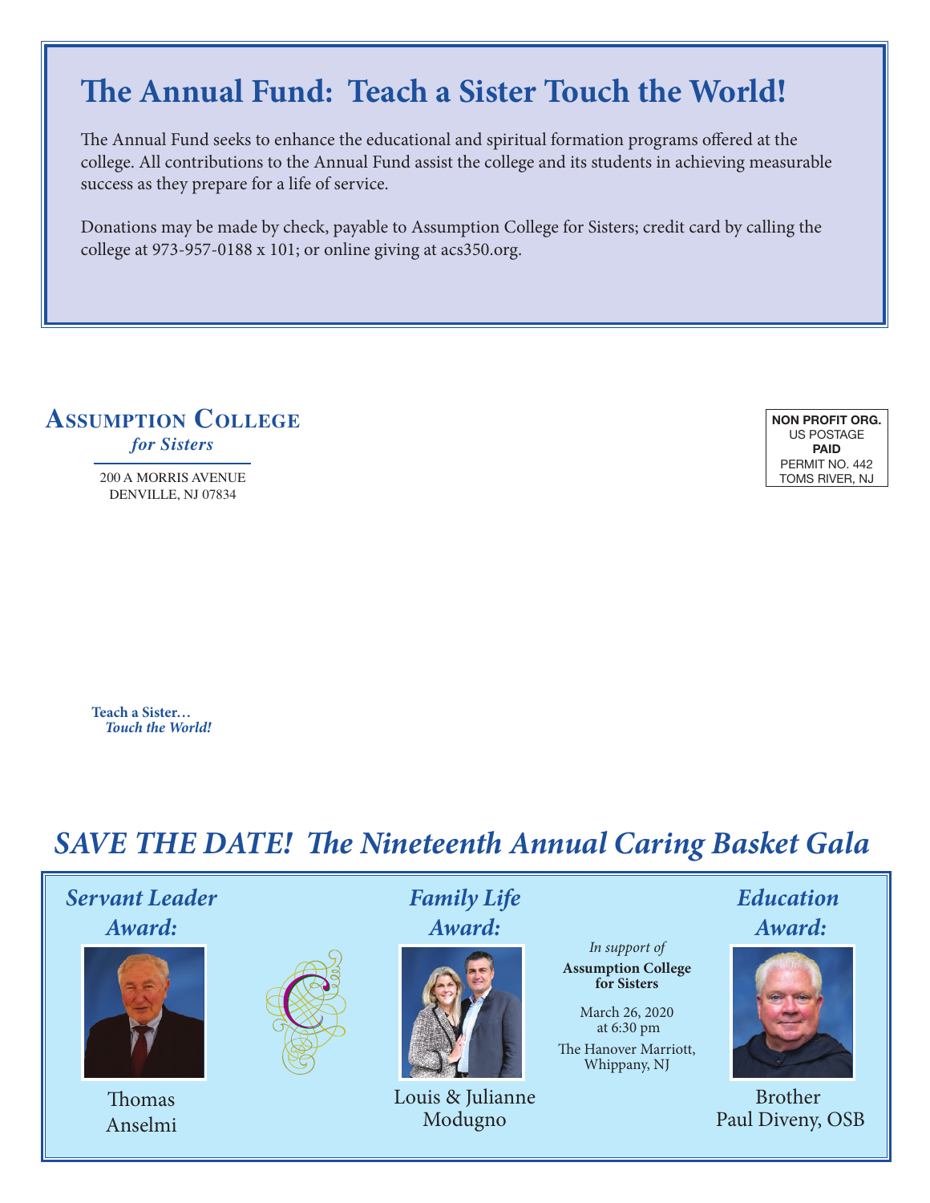# The Annual Fund: Teach a Sister Touch the World!

The Annual Fund seeks to enhance the educational and spiritual formation programs offered at the college. All contributions to the Annual Fund assist the college and its students in achieving measurable success as they prepare for a life of service.

Donations may be made by check, payable to Assumption College for Sisters; credit card by calling the college at 973-957-0188 x 101; or online giving at acs350.org.

**Assumption College**
*for Sisters*

200 A MORRIS AVENUE
DENVILLE, NJ 07834

**NON PROFIT ORG.**
US POSTAGE
**PAID**
PERMIT NO. 442
TOMS RIVER, NJ

**Teach a Sister…**
***Touch the World!***

## *SAVE THE DATE! The Nineteenth Annual Caring Basket Gala*

***Servant Leader Award:***

Thomas Anselmi

***Family Life Award:***

Louis & Julianne Modugno

*In support of*
**Assumption College for Sisters**

March 26, 2020
at 6:30 pm

The Hanover Marriott,
Whippany, NJ

***Education Award:***

Brother Paul Diveny, OSB